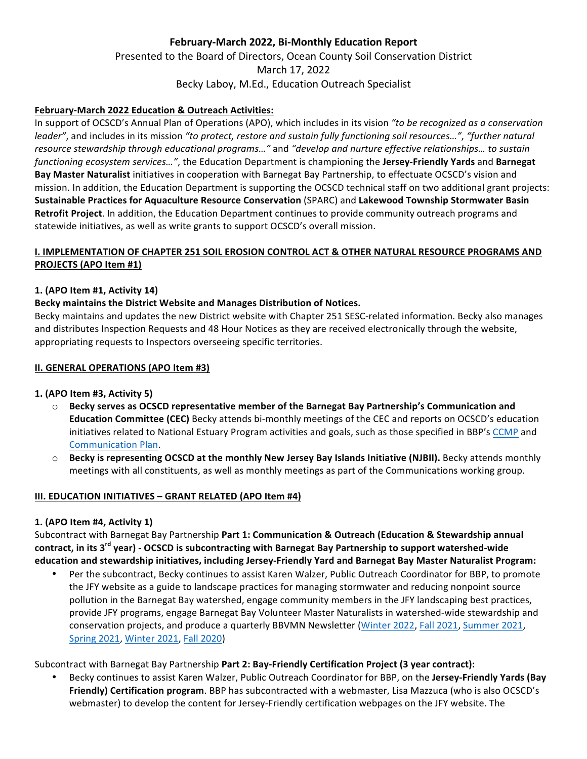# February-March 2022, Bi-Monthly Education Report

Presented to the Board of Directors, Ocean County Soil Conservation District

March 17, 2022

Becky Laboy, M.Ed., Education Outreach Specialist

## February-March 2022 Education & Outreach Activities:

In support of OCSCD's Annual Plan of Operations (APO), which includes in its vision *"to be recognized as a conservation leader"*, and includes in its mission *"to protect, restore and sustain fully functioning soil resources…"*, *"further natural resource stewardship through educational programs…"* and *"develop and nurture effective relationships… to sustain functioning ecosystem services…"*, the Education Department is championing the **Jersey-Friendly Yards** and **Barnegat Bay Master Naturalist** initiatives in cooperation with Barnegat Bay Partnership, to effectuate OCSCD's vision and mission. In addition, the Education Department is supporting the OCSCD technical staff on two additional grant projects: **Sustainable Practices for Aquaculture Resource Conservation** (SPARC) and **Lakewood Township Stormwater Basin Retrofit Project**. In addition, the Education Department continues to provide community outreach programs and statewide initiatives, as well as write grants to support OCSCD's overall mission.

## I. IMPLEMENTATION OF CHAPTER 251 SOIL EROSION CONTROL ACT & OTHER NATURAL RESOURCE PROGRAMS AND PROJECTS (APO Item #1)

### 1. (APO Item #1, Activity 14)

**Becky maintains the District Website and Manages Distribution of Notices.**

Becky maintains and updates the new District website with Chapter 251 SESC-related information. Becky also manages and distributes Inspection Requests and 48 Hour Notices as they are received electronically through the website, appropriating requests to Inspectors overseeing specific territories.

## II. GENERAL OPERATIONS (APO Item #3)

### 1. (APO Item #3, Activity 5)

- **Becky serves as OCSCD representative member of the Barnegat Bay Partnership's Communication and Education Committee (CEC)** Becky attends bi-monthly meetings of the CEC and reports on OCSCD's education initiatives related to National Estuary Program activities and goals, such as those specified in BBP's CCMP and Communication Plan.
- **Becky is representing OCSCD at the monthly New Jersey Bay Islands Initiative (NJBII).** Becky attends monthly meetings with all constituents, as well as monthly meetings as part of the Communications working group.

## III. EDUCATION INITIATIVES – GRANT RELATED (APO Item #4)

### 1. (APO Item #4, Activity 1)

Subcontract with Barnegat Bay Partnership **Part 1: Communication & Outreach (Education & Stewardship annual contract, in its 3rd year) - OCSCD is subcontracting with Barnegat Bay Partnership to support watershed-wide education and stewardship initiatives, including Jersey-Friendly Yard and Barnegat Bay Master Naturalist Program:**

- Per the subcontract, Becky continues to assist Karen Walzer, Public Outreach Coordinator for BBP, to promote the JFY website as a guide to landscape practices for managing stormwater and reducing nonpoint source pollution in the Barnegat Bay watershed, engage community members in the JFY landscaping best practices, provide JFY programs, engage Barnegat Bay Volunteer Master Naturalists in watershed-wide stewardship and conservation projects, and produce a quarterly BBVMN Newsletter (Winter 2022, Fall 2021, Summer 2021, Spring 2021, Winter 2021, Fall 2020)

Subcontract with Barnegat Bay Partnership **Part 2: Bay-Friendly Certification Project (3 year contract):**

- Becky continues to assist Karen Walzer, Public Outreach Coordinator for BBP, on the **Jersey-Friendly Yards (Bay Friendly) Certification program**. BBP has subcontracted with a webmaster, Lisa Mazzuca (who is also OCSCD's webmaster) to develop the content for Jersey-Friendly certification webpages on the JFY website. The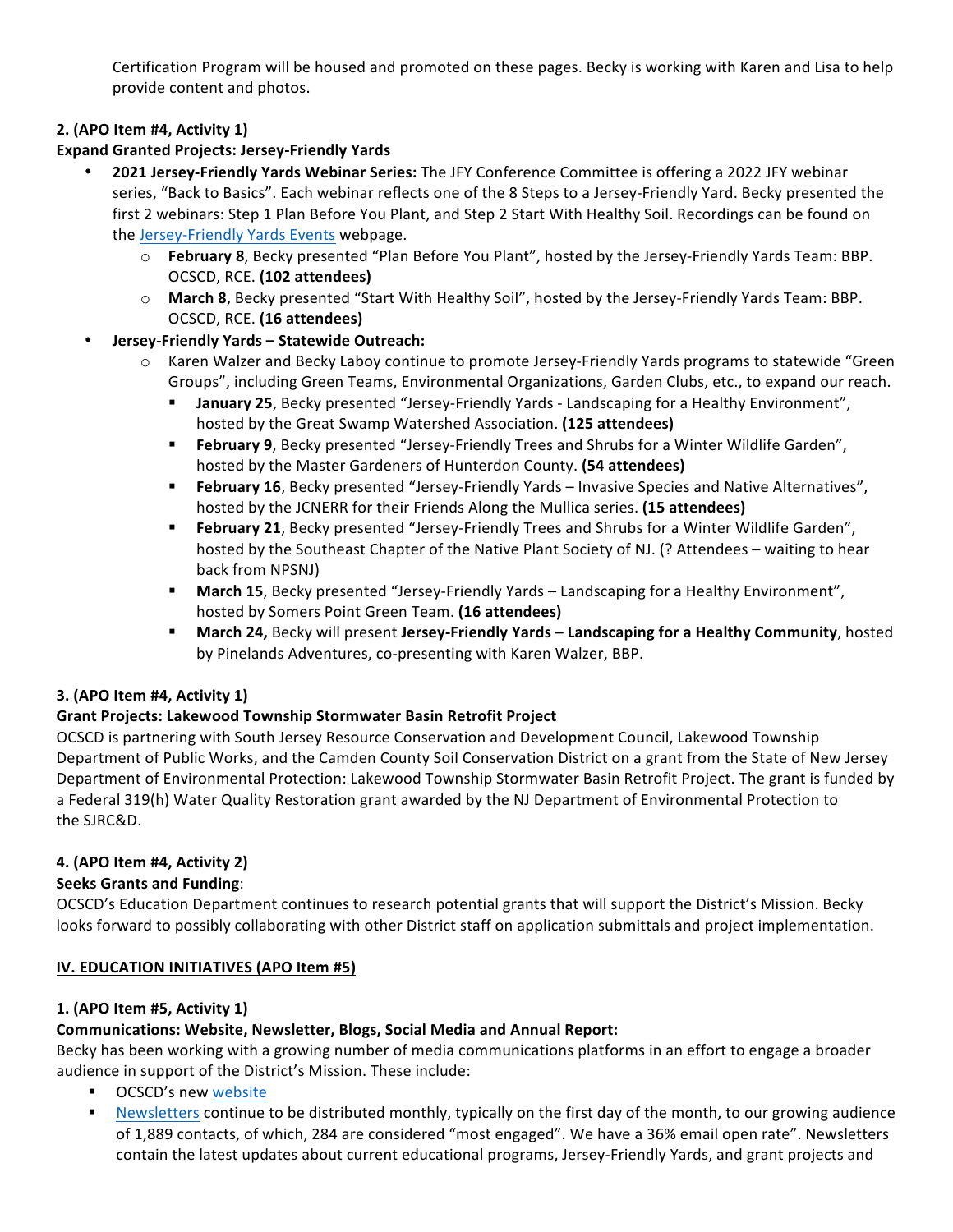Certification Program will be housed and promoted on these pages. Becky is working with Karen and Lisa to help provide content and photos.

**2. (APO Item #4, Activity 1)**
**Expand Granted Projects: Jersey-Friendly Yards**

- **2021 Jersey-Friendly Yards Webinar Series:** The JFY Conference Committee is offering a 2022 JFY webinar series, "Back to Basics". Each webinar reflects one of the 8 Steps to a Jersey-Friendly Yard. Becky presented the first 2 webinars: Step 1 Plan Before You Plant, and Step 2 Start With Healthy Soil. Recordings can be found on the Jersey-Friendly Yards Events webpage.
  - **February 8**, Becky presented "Plan Before You Plant", hosted by the Jersey-Friendly Yards Team: BBP. OCSCD, RCE. **(102 attendees)**
  - **March 8**, Becky presented "Start With Healthy Soil", hosted by the Jersey-Friendly Yards Team: BBP. OCSCD, RCE. **(16 attendees)**
- **Jersey-Friendly Yards – Statewide Outreach:**
  - Karen Walzer and Becky Laboy continue to promote Jersey-Friendly Yards programs to statewide "Green Groups", including Green Teams, Environmental Organizations, Garden Clubs, etc., to expand our reach.
    - **January 25**, Becky presented "Jersey-Friendly Yards - Landscaping for a Healthy Environment", hosted by the Great Swamp Watershed Association. **(125 attendees)**
    - **February 9**, Becky presented "Jersey-Friendly Trees and Shrubs for a Winter Wildlife Garden", hosted by the Master Gardeners of Hunterdon County. **(54 attendees)**
    - **February 16**, Becky presented "Jersey-Friendly Yards – Invasive Species and Native Alternatives", hosted by the JCNERR for their Friends Along the Mullica series. **(15 attendees)**
    - **February 21**, Becky presented "Jersey-Friendly Trees and Shrubs for a Winter Wildlife Garden", hosted by the Southeast Chapter of the Native Plant Society of NJ. (? Attendees – waiting to hear back from NPSNJ)
    - **March 15**, Becky presented "Jersey-Friendly Yards – Landscaping for a Healthy Environment", hosted by Somers Point Green Team. **(16 attendees)**
    - **March 24,** Becky will present **Jersey-Friendly Yards – Landscaping for a Healthy Community**, hosted by Pinelands Adventures, co-presenting with Karen Walzer, BBP.

**3. (APO Item #4, Activity 1)**
**Grant Projects: Lakewood Township Stormwater Basin Retrofit Project**
OCSCD is partnering with South Jersey Resource Conservation and Development Council, Lakewood Township Department of Public Works, and the Camden County Soil Conservation District on a grant from the State of New Jersey Department of Environmental Protection: Lakewood Township Stormwater Basin Retrofit Project. The grant is funded by a Federal 319(h) Water Quality Restoration grant awarded by the NJ Department of Environmental Protection to the SJRC&D.

**4. (APO Item #4, Activity 2)**
**Seeks Grants and Funding**:
OCSCD's Education Department continues to research potential grants that will support the District's Mission. Becky looks forward to possibly collaborating with other District staff on application submittals and project implementation.

## IV. EDUCATION INITIATIVES (APO Item #5)

**1. (APO Item #5, Activity 1)**
**Communications: Website, Newsletter, Blogs, Social Media and Annual Report:**
Becky has been working with a growing number of media communications platforms in an effort to engage a broader audience in support of the District's Mission. These include:

- OCSCD's new website
- Newsletters continue to be distributed monthly, typically on the first day of the month, to our growing audience of 1,889 contacts, of which, 284 are considered "most engaged". We have a 36% email open rate". Newsletters contain the latest updates about current educational programs, Jersey-Friendly Yards, and grant projects and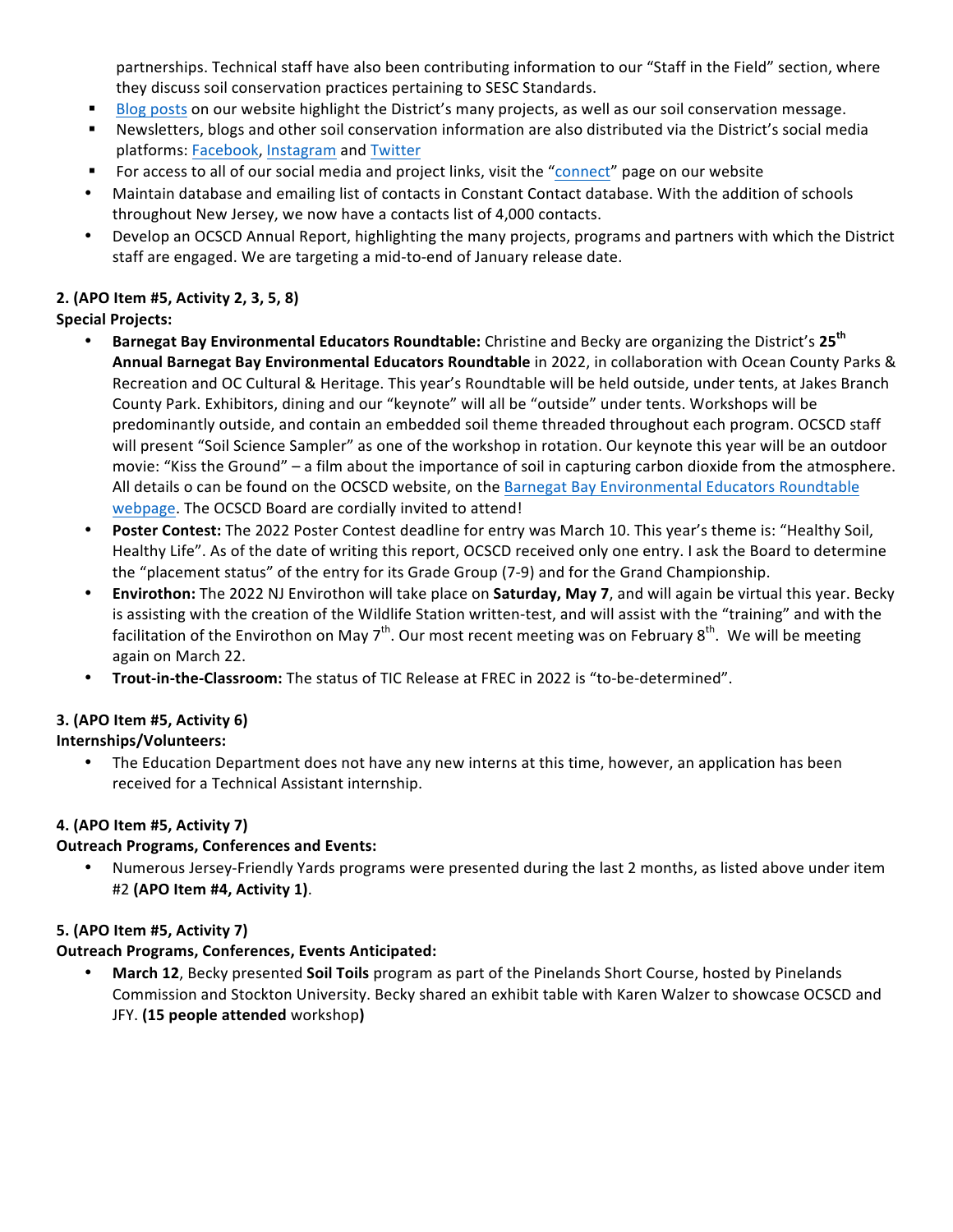partnerships. Technical staff have also been contributing information to our "Staff in the Field" section, where they discuss soil conservation practices pertaining to SESC Standards.

- Blog posts on our website highlight the District's many projects, as well as our soil conservation message.
- Newsletters, blogs and other soil conservation information are also distributed via the District's social media platforms: Facebook, Instagram and Twitter
- For access to all of our social media and project links, visit the "connect" page on our website

- Maintain database and emailing list of contacts in Constant Contact database. With the addition of schools throughout New Jersey, we now have a contacts list of 4,000 contacts.
- Develop an OCSCD Annual Report, highlighting the many projects, programs and partners with which the District staff are engaged. We are targeting a mid-to-end of January release date.

**2. (APO Item #5, Activity 2, 3, 5, 8)**

**Special Projects:**

- **Barnegat Bay Environmental Educators Roundtable:** Christine and Becky are organizing the District's **25th Annual Barnegat Bay Environmental Educators Roundtable** in 2022, in collaboration with Ocean County Parks & Recreation and OC Cultural & Heritage. This year's Roundtable will be held outside, under tents, at Jakes Branch County Park. Exhibitors, dining and our "keynote" will all be "outside" under tents. Workshops will be predominantly outside, and contain an embedded soil theme threaded throughout each program. OCSCD staff will present "Soil Science Sampler" as one of the workshop in rotation. Our keynote this year will be an outdoor movie: "Kiss the Ground" – a film about the importance of soil in capturing carbon dioxide from the atmosphere. All details o can be found on the OCSCD website, on the Barnegat Bay Environmental Educators Roundtable webpage. The OCSCD Board are cordially invited to attend!
- **Poster Contest:** The 2022 Poster Contest deadline for entry was March 10. This year's theme is: "Healthy Soil, Healthy Life". As of the date of writing this report, OCSCD received only one entry. I ask the Board to determine the "placement status" of the entry for its Grade Group (7-9) and for the Grand Championship.
- **Envirothon:** The 2022 NJ Envirothon will take place on **Saturday, May 7**, and will again be virtual this year. Becky is assisting with the creation of the Wildlife Station written-test, and will assist with the "training" and with the facilitation of the Envirothon on May 7th. Our most recent meeting was on February 8th. We will be meeting again on March 22.
- **Trout-in-the-Classroom:** The status of TIC Release at FREC in 2022 is "to-be-determined".

**3. (APO Item #5, Activity 6)**

**Internships/Volunteers:**

- The Education Department does not have any new interns at this time, however, an application has been received for a Technical Assistant internship.

**4. (APO Item #5, Activity 7)**

**Outreach Programs, Conferences and Events:**

- Numerous Jersey-Friendly Yards programs were presented during the last 2 months, as listed above under item #2 **(APO Item #4, Activity 1)**.

**5. (APO Item #5, Activity 7)**

**Outreach Programs, Conferences, Events Anticipated:**

- **March 12**, Becky presented **Soil Toils** program as part of the Pinelands Short Course, hosted by Pinelands Commission and Stockton University. Becky shared an exhibit table with Karen Walzer to showcase OCSCD and JFY. **(15 people attended** workshop**)**